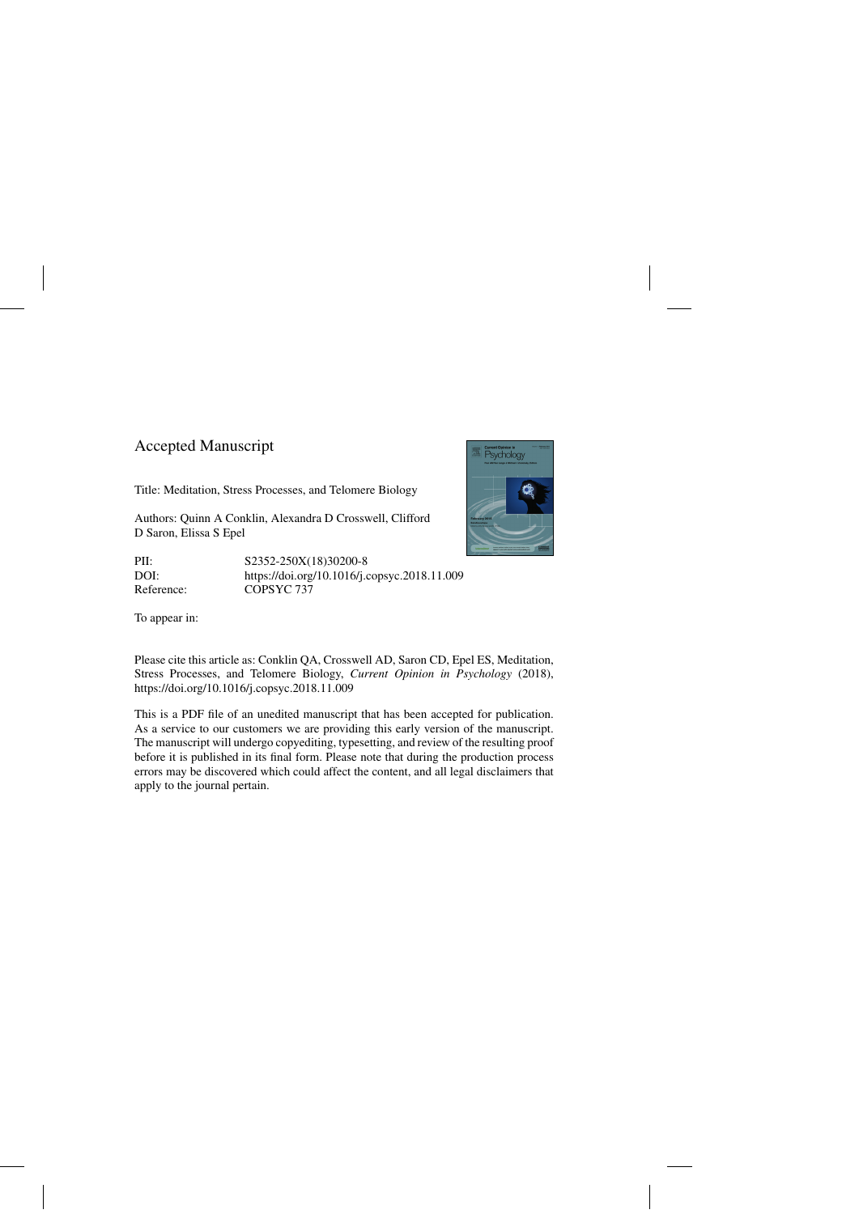Accepted Manuscript

Title: Meditation, Stress Processes, and Telomere Biology

Authors: Quinn A Conklin, Alexandra D Crosswell, Clifford D Saron, Elissa S Epel

| | |
|---|---|
| PII: | S2352-250X(18)30200-8 |
| DOI: | https://doi.org/10.1016/j.copsyc.2018.11.009 |
| Reference: | COPSYC 737 |

To appear in:

Please cite this article as: Conklin QA, Crosswell AD, Saron CD, Epel ES, Meditation, Stress Processes, and Telomere Biology, *Current Opinion in Psychology* (2018), https://doi.org/10.1016/j.copsyc.2018.11.009

This is a PDF file of an unedited manuscript that has been accepted for publication. As a service to our customers we are providing this early version of the manuscript. The manuscript will undergo copyediting, typesetting, and review of the resulting proof before it is published in its final form. Please note that during the production process errors may be discovered which could affect the content, and all legal disclaimers that apply to the journal pertain.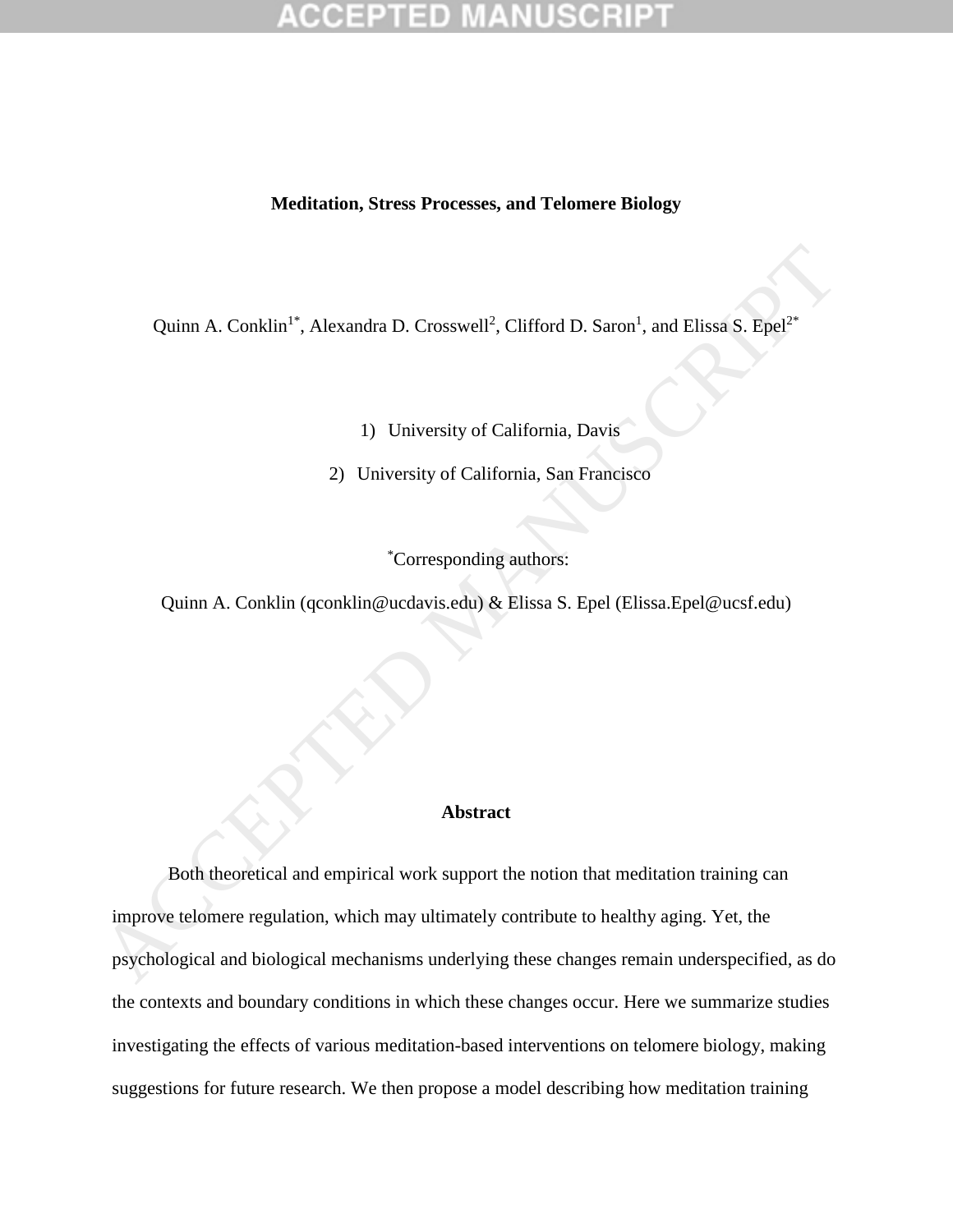# Meditation, Stress Processes, and Telomere Biology

Quinn A. Conklin[1*], Alexandra D. Crosswell[2], Clifford D. Saron[1], and Elissa S. Epel[2*]

1) University of California, Davis

2) University of California, San Francisco

[*]Corresponding authors:

Quinn A. Conklin (qconklin@ucdavis.edu) & Elissa S. Epel (Elissa.Epel@ucsf.edu)

## Abstract

Both theoretical and empirical work support the notion that meditation training can improve telomere regulation, which may ultimately contribute to healthy aging. Yet, the psychological and biological mechanisms underlying these changes remain underspecified, as do the contexts and boundary conditions in which these changes occur. Here we summarize studies investigating the effects of various meditation-based interventions on telomere biology, making suggestions for future research. We then propose a model describing how meditation training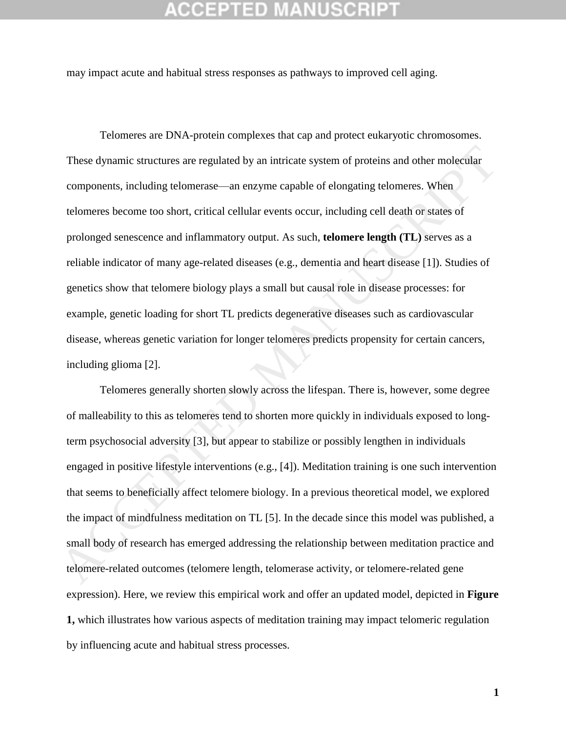may impact acute and habitual stress responses as pathways to improved cell aging.

Telomeres are DNA-protein complexes that cap and protect eukaryotic chromosomes. These dynamic structures are regulated by an intricate system of proteins and other molecular components, including telomerase—an enzyme capable of elongating telomeres. When telomeres become too short, critical cellular events occur, including cell death or states of prolonged senescence and inflammatory output. As such, **telomere length (TL)** serves as a reliable indicator of many age-related diseases (e.g., dementia and heart disease [1]). Studies of genetics show that telomere biology plays a small but causal role in disease processes: for example, genetic loading for short TL predicts degenerative diseases such as cardiovascular disease, whereas genetic variation for longer telomeres predicts propensity for certain cancers, including glioma [2].

Telomeres generally shorten slowly across the lifespan. There is, however, some degree of malleability to this as telomeres tend to shorten more quickly in individuals exposed to long-term psychosocial adversity [3], but appear to stabilize or possibly lengthen in individuals engaged in positive lifestyle interventions (e.g., [4]). Meditation training is one such intervention that seems to beneficially affect telomere biology. In a previous theoretical model, we explored the impact of mindfulness meditation on TL [5]. In the decade since this model was published, a small body of research has emerged addressing the relationship between meditation practice and telomere-related outcomes (telomere length, telomerase activity, or telomere-related gene expression). Here, we review this empirical work and offer an updated model, depicted in **Figure 1,** which illustrates how various aspects of meditation training may impact telomeric regulation by influencing acute and habitual stress processes.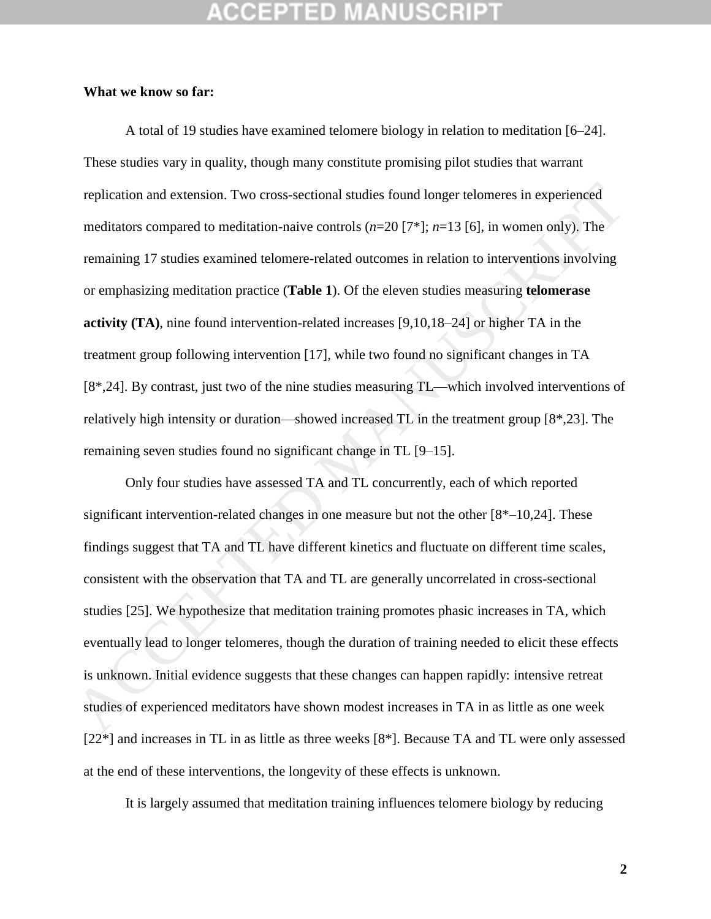**What we know so far:**

A total of 19 studies have examined telomere biology in relation to meditation [6–24]. These studies vary in quality, though many constitute promising pilot studies that warrant replication and extension. Two cross-sectional studies found longer telomeres in experienced meditators compared to meditation-naive controls (*n*=20 [7*]; *n*=13 [6], in women only). The remaining 17 studies examined telomere-related outcomes in relation to interventions involving or emphasizing meditation practice (**Table 1**). Of the eleven studies measuring **telomerase activity (TA)**, nine found intervention-related increases [9,10,18–24] or higher TA in the treatment group following intervention [17], while two found no significant changes in TA [8*,24]. By contrast, just two of the nine studies measuring TL—which involved interventions of relatively high intensity or duration—showed increased TL in the treatment group [8*,23]. The remaining seven studies found no significant change in TL [9–15].

Only four studies have assessed TA and TL concurrently, each of which reported significant intervention-related changes in one measure but not the other [8*–10,24]. These findings suggest that TA and TL have different kinetics and fluctuate on different time scales, consistent with the observation that TA and TL are generally uncorrelated in cross-sectional studies [25]. We hypothesize that meditation training promotes phasic increases in TA, which eventually lead to longer telomeres, though the duration of training needed to elicit these effects is unknown. Initial evidence suggests that these changes can happen rapidly: intensive retreat studies of experienced meditators have shown modest increases in TA in as little as one week [22*] and increases in TL in as little as three weeks [8*]. Because TA and TL were only assessed at the end of these interventions, the longevity of these effects is unknown.

It is largely assumed that meditation training influences telomere biology by reducing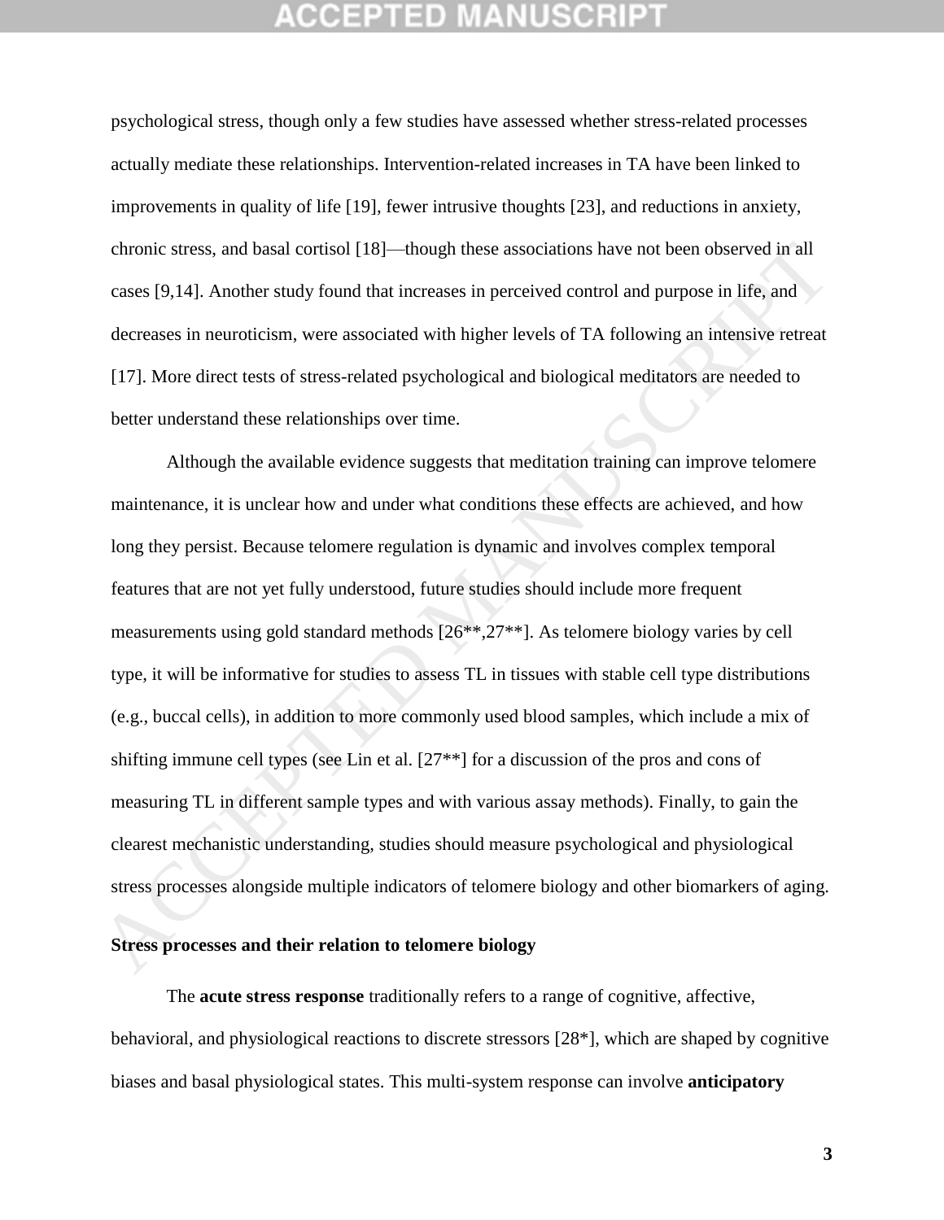psychological stress, though only a few studies have assessed whether stress-related processes actually mediate these relationships. Intervention-related increases in TA have been linked to improvements in quality of life [19], fewer intrusive thoughts [23], and reductions in anxiety, chronic stress, and basal cortisol [18]—though these associations have not been observed in all cases [9,14]. Another study found that increases in perceived control and purpose in life, and decreases in neuroticism, were associated with higher levels of TA following an intensive retreat [17]. More direct tests of stress-related psychological and biological meditators are needed to better understand these relationships over time.

Although the available evidence suggests that meditation training can improve telomere maintenance, it is unclear how and under what conditions these effects are achieved, and how long they persist. Because telomere regulation is dynamic and involves complex temporal features that are not yet fully understood, future studies should include more frequent measurements using gold standard methods [26**,27**]. As telomere biology varies by cell type, it will be informative for studies to assess TL in tissues with stable cell type distributions (e.g., buccal cells), in addition to more commonly used blood samples, which include a mix of shifting immune cell types (see Lin et al. [27**] for a discussion of the pros and cons of measuring TL in different sample types and with various assay methods). Finally, to gain the clearest mechanistic understanding, studies should measure psychological and physiological stress processes alongside multiple indicators of telomere biology and other biomarkers of aging.

## Stress processes and their relation to telomere biology

The **acute stress response** traditionally refers to a range of cognitive, affective, behavioral, and physiological reactions to discrete stressors [28*], which are shaped by cognitive biases and basal physiological states. This multi-system response can involve **anticipatory**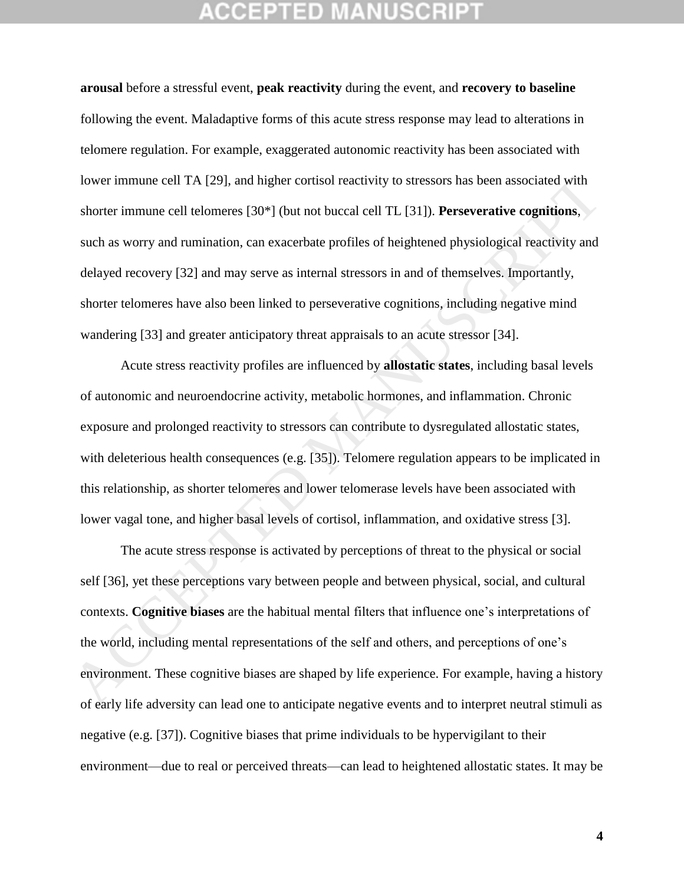**arousal** before a stressful event, **peak reactivity** during the event, and **recovery to baseline** following the event. Maladaptive forms of this acute stress response may lead to alterations in telomere regulation. For example, exaggerated autonomic reactivity has been associated with lower immune cell TA [29], and higher cortisol reactivity to stressors has been associated with shorter immune cell telomeres [30*] (but not buccal cell TL [31]). **Perseverative cognitions**, such as worry and rumination, can exacerbate profiles of heightened physiological reactivity and delayed recovery [32] and may serve as internal stressors in and of themselves. Importantly, shorter telomeres have also been linked to perseverative cognitions, including negative mind wandering [33] and greater anticipatory threat appraisals to an acute stressor [34].

Acute stress reactivity profiles are influenced by **allostatic states**, including basal levels of autonomic and neuroendocrine activity, metabolic hormones, and inflammation. Chronic exposure and prolonged reactivity to stressors can contribute to dysregulated allostatic states, with deleterious health consequences (e.g. [35]). Telomere regulation appears to be implicated in this relationship, as shorter telomeres and lower telomerase levels have been associated with lower vagal tone, and higher basal levels of cortisol, inflammation, and oxidative stress [3].

The acute stress response is activated by perceptions of threat to the physical or social self [36], yet these perceptions vary between people and between physical, social, and cultural contexts. **Cognitive biases** are the habitual mental filters that influence one's interpretations of the world, including mental representations of the self and others, and perceptions of one's environment. These cognitive biases are shaped by life experience. For example, having a history of early life adversity can lead one to anticipate negative events and to interpret neutral stimuli as negative (e.g. [37]). Cognitive biases that prime individuals to be hypervigilant to their environment—due to real or perceived threats—can lead to heightened allostatic states. It may be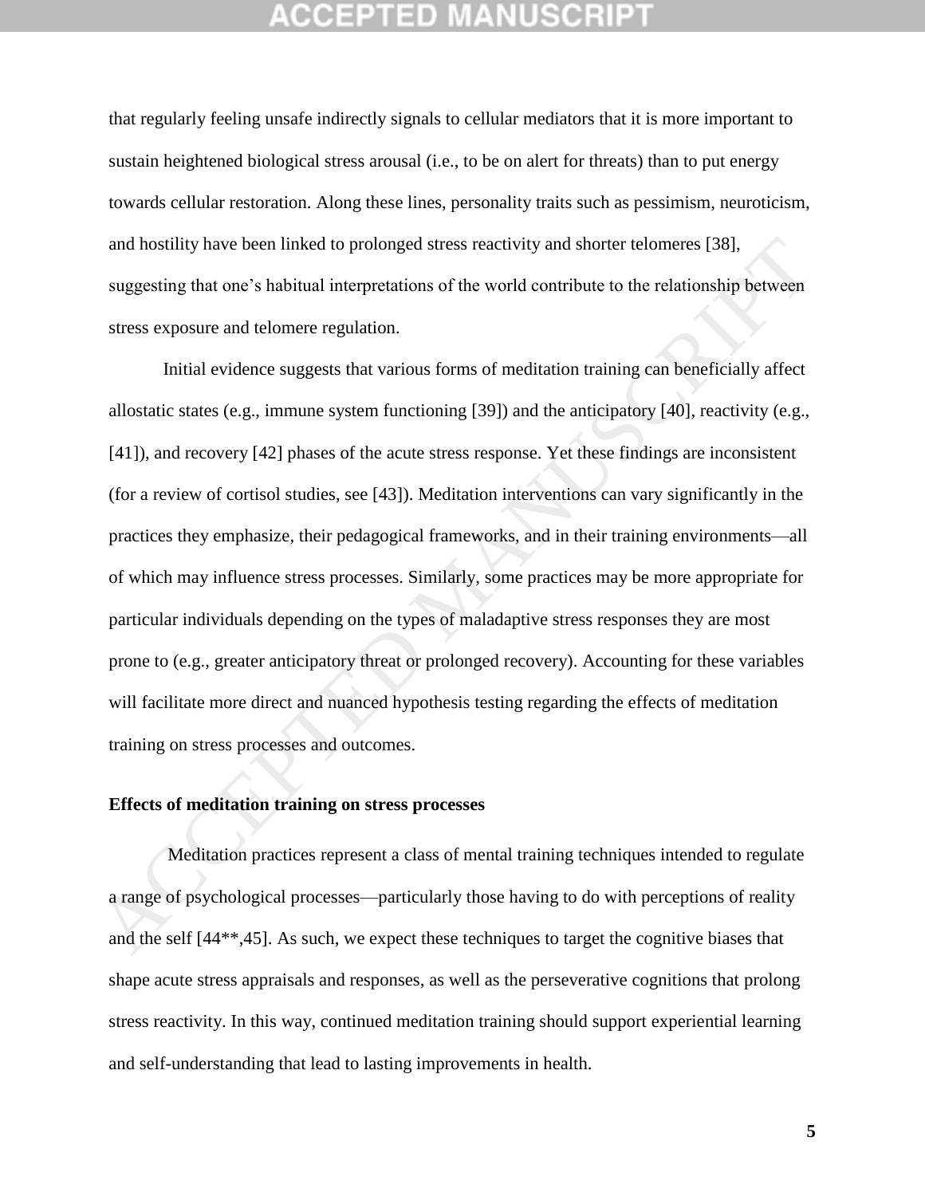that regularly feeling unsafe indirectly signals to cellular mediators that it is more important to sustain heightened biological stress arousal (i.e., to be on alert for threats) than to put energy towards cellular restoration. Along these lines, personality traits such as pessimism, neuroticism, and hostility have been linked to prolonged stress reactivity and shorter telomeres [38], suggesting that one's habitual interpretations of the world contribute to the relationship between stress exposure and telomere regulation.

Initial evidence suggests that various forms of meditation training can beneficially affect allostatic states (e.g., immune system functioning [39]) and the anticipatory [40], reactivity (e.g., [41]), and recovery [42] phases of the acute stress response. Yet these findings are inconsistent (for a review of cortisol studies, see [43]). Meditation interventions can vary significantly in the practices they emphasize, their pedagogical frameworks, and in their training environments—all of which may influence stress processes. Similarly, some practices may be more appropriate for particular individuals depending on the types of maladaptive stress responses they are most prone to (e.g., greater anticipatory threat or prolonged recovery). Accounting for these variables will facilitate more direct and nuanced hypothesis testing regarding the effects of meditation training on stress processes and outcomes.

**Effects of meditation training on stress processes**

Meditation practices represent a class of mental training techniques intended to regulate a range of psychological processes—particularly those having to do with perceptions of reality and the self [44**,45]. As such, we expect these techniques to target the cognitive biases that shape acute stress appraisals and responses, as well as the perseverative cognitions that prolong stress reactivity. In this way, continued meditation training should support experiential learning and self-understanding that lead to lasting improvements in health.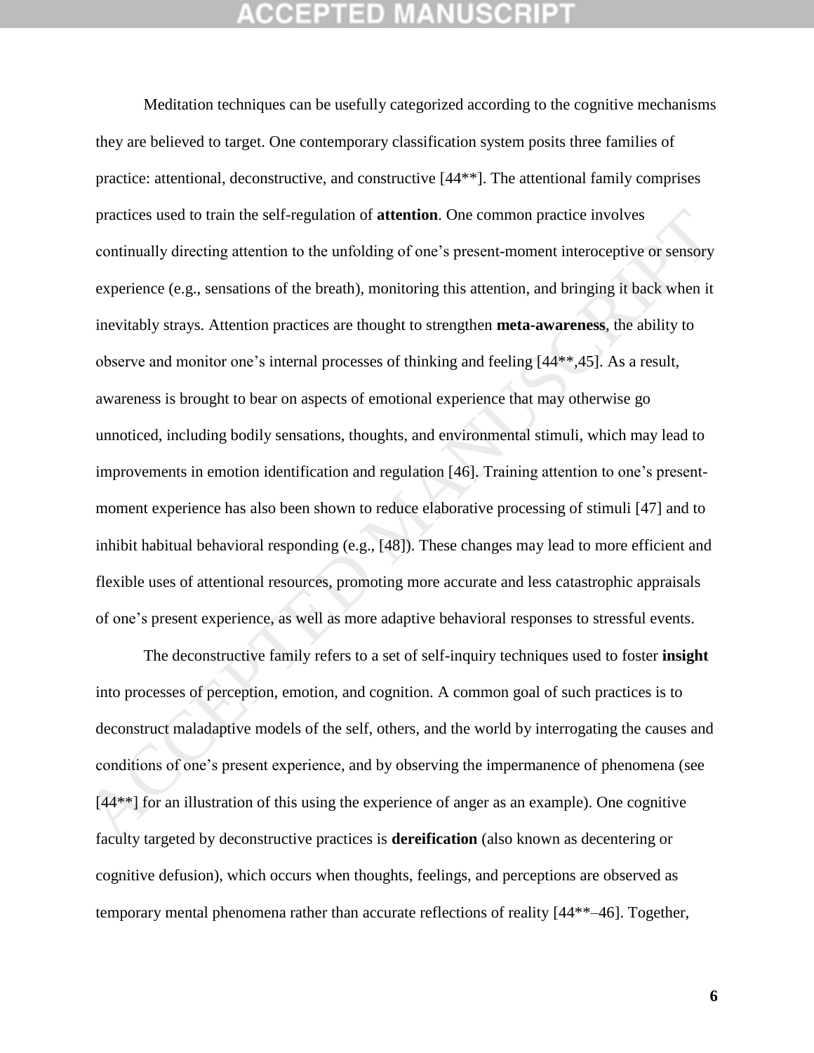Meditation techniques can be usefully categorized according to the cognitive mechanisms they are believed to target. One contemporary classification system posits three families of practice: attentional, deconstructive, and constructive [44**]. The attentional family comprises practices used to train the self-regulation of **attention**. One common practice involves continually directing attention to the unfolding of one's present-moment interoceptive or sensory experience (e.g., sensations of the breath), monitoring this attention, and bringing it back when it inevitably strays. Attention practices are thought to strengthen **meta-awareness**, the ability to observe and monitor one's internal processes of thinking and feeling [44**,45]. As a result, awareness is brought to bear on aspects of emotional experience that may otherwise go unnoticed, including bodily sensations, thoughts, and environmental stimuli, which may lead to improvements in emotion identification and regulation [46]. Training attention to one's present-moment experience has also been shown to reduce elaborative processing of stimuli [47] and to inhibit habitual behavioral responding (e.g., [48]). These changes may lead to more efficient and flexible uses of attentional resources, promoting more accurate and less catastrophic appraisals of one's present experience, as well as more adaptive behavioral responses to stressful events.

The deconstructive family refers to a set of self-inquiry techniques used to foster **insight** into processes of perception, emotion, and cognition. A common goal of such practices is to deconstruct maladaptive models of the self, others, and the world by interrogating the causes and conditions of one's present experience, and by observing the impermanence of phenomena (see [44**] for an illustration of this using the experience of anger as an example). One cognitive faculty targeted by deconstructive practices is **dereification** (also known as decentering or cognitive defusion), which occurs when thoughts, feelings, and perceptions are observed as temporary mental phenomena rather than accurate reflections of reality [44**–46]. Together,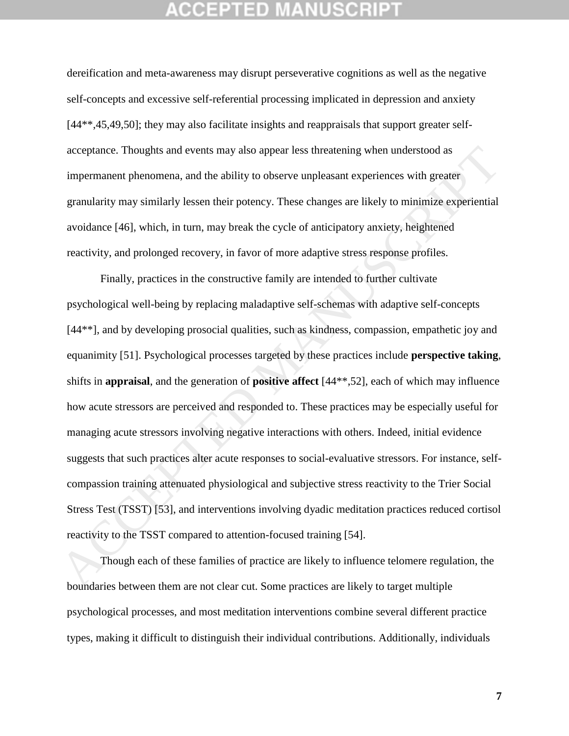dereification and meta-awareness may disrupt perseverative cognitions as well as the negative self-concepts and excessive self-referential processing implicated in depression and anxiety [44**,45,49,50]; they may also facilitate insights and reappraisals that support greater self-acceptance. Thoughts and events may also appear less threatening when understood as impermanent phenomena, and the ability to observe unpleasant experiences with greater granularity may similarly lessen their potency. These changes are likely to minimize experiential avoidance [46], which, in turn, may break the cycle of anticipatory anxiety, heightened reactivity, and prolonged recovery, in favor of more adaptive stress response profiles.

Finally, practices in the constructive family are intended to further cultivate psychological well-being by replacing maladaptive self-schemas with adaptive self-concepts [44**], and by developing prosocial qualities, such as kindness, compassion, empathetic joy and equanimity [51]. Psychological processes targeted by these practices include **perspective taking**, shifts in **appraisal**, and the generation of **positive affect** [44**,52], each of which may influence how acute stressors are perceived and responded to. These practices may be especially useful for managing acute stressors involving negative interactions with others. Indeed, initial evidence suggests that such practices alter acute responses to social-evaluative stressors. For instance, self-compassion training attenuated physiological and subjective stress reactivity to the Trier Social Stress Test (TSST) [53], and interventions involving dyadic meditation practices reduced cortisol reactivity to the TSST compared to attention-focused training [54].

Though each of these families of practice are likely to influence telomere regulation, the boundaries between them are not clear cut. Some practices are likely to target multiple psychological processes, and most meditation interventions combine several different practice types, making it difficult to distinguish their individual contributions. Additionally, individuals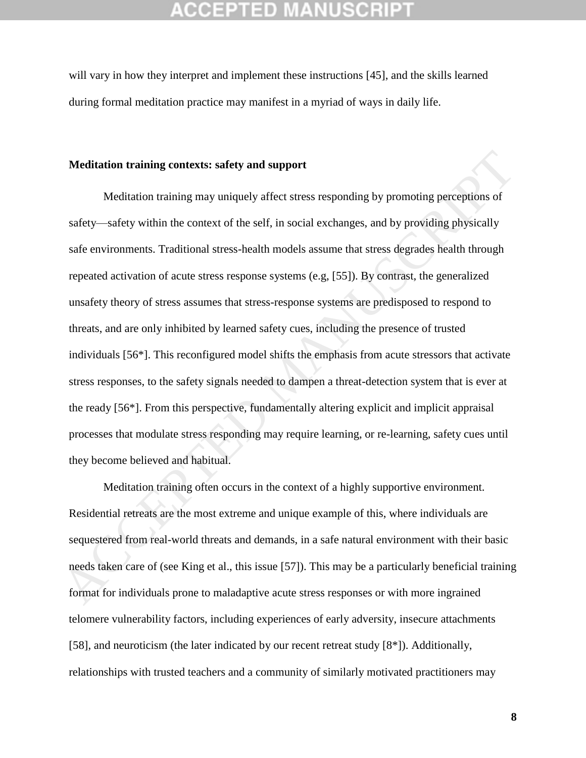will vary in how they interpret and implement these instructions [45], and the skills learned during formal meditation practice may manifest in a myriad of ways in daily life.

**Meditation training contexts: safety and support**

Meditation training may uniquely affect stress responding by promoting perceptions of safety—safety within the context of the self, in social exchanges, and by providing physically safe environments. Traditional stress-health models assume that stress degrades health through repeated activation of acute stress response systems (e.g, [55]). By contrast, the generalized unsafety theory of stress assumes that stress-response systems are predisposed to respond to threats, and are only inhibited by learned safety cues, including the presence of trusted individuals [56*]. This reconfigured model shifts the emphasis from acute stressors that activate stress responses, to the safety signals needed to dampen a threat-detection system that is ever at the ready [56*]. From this perspective, fundamentally altering explicit and implicit appraisal processes that modulate stress responding may require learning, or re-learning, safety cues until they become believed and habitual.

Meditation training often occurs in the context of a highly supportive environment. Residential retreats are the most extreme and unique example of this, where individuals are sequestered from real-world threats and demands, in a safe natural environment with their basic needs taken care of (see King et al., this issue [57]). This may be a particularly beneficial training format for individuals prone to maladaptive acute stress responses or with more ingrained telomere vulnerability factors, including experiences of early adversity, insecure attachments [58], and neuroticism (the later indicated by our recent retreat study [8*]). Additionally, relationships with trusted teachers and a community of similarly motivated practitioners may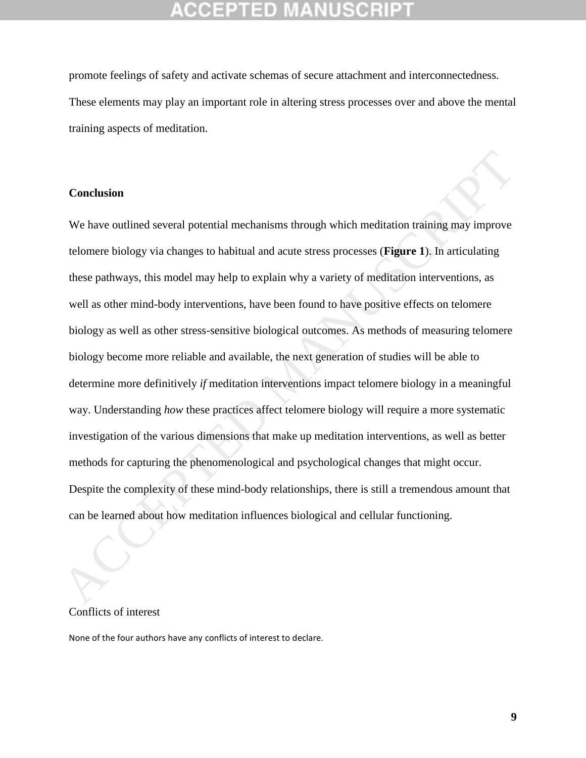promote feelings of safety and activate schemas of secure attachment and interconnectedness. These elements may play an important role in altering stress processes over and above the mental training aspects of meditation.

## Conclusion

We have outlined several potential mechanisms through which meditation training may improve telomere biology via changes to habitual and acute stress processes (**Figure 1**). In articulating these pathways, this model may help to explain why a variety of meditation interventions, as well as other mind-body interventions, have been found to have positive effects on telomere biology as well as other stress-sensitive biological outcomes. As methods of measuring telomere biology become more reliable and available, the next generation of studies will be able to determine more definitively *if* meditation interventions impact telomere biology in a meaningful way. Understanding *how* these practices affect telomere biology will require a more systematic investigation of the various dimensions that make up meditation interventions, as well as better methods for capturing the phenomenological and psychological changes that might occur. Despite the complexity of these mind-body relationships, there is still a tremendous amount that can be learned about how meditation influences biological and cellular functioning.

Conflicts of interest

None of the four authors have any conflicts of interest to declare.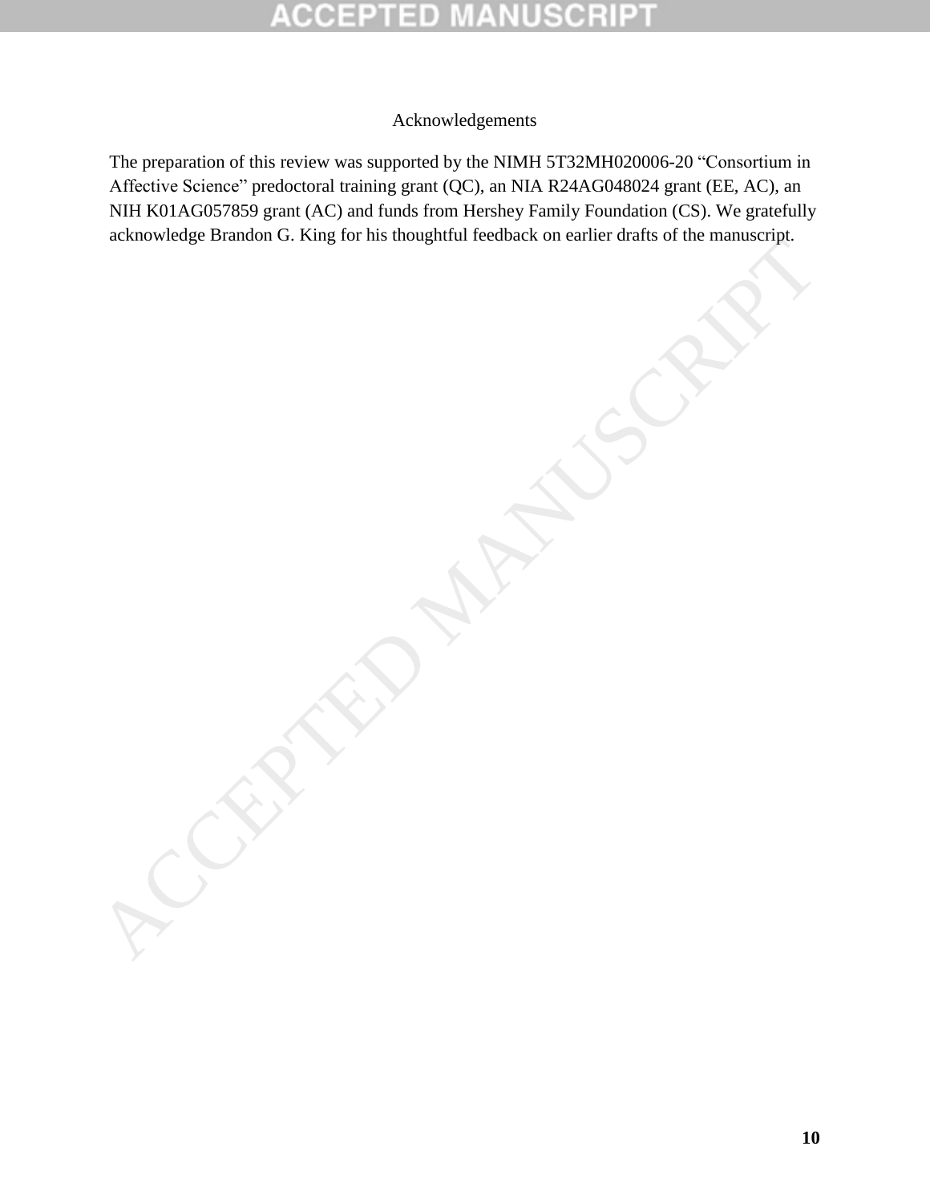## Acknowledgements

The preparation of this review was supported by the NIMH 5T32MH020006-20 "Consortium in Affective Science" predoctoral training grant (QC), an NIA R24AG048024 grant (EE, AC), an NIH K01AG057859 grant (AC) and funds from Hershey Family Foundation (CS). We gratefully acknowledge Brandon G. King for his thoughtful feedback on earlier drafts of the manuscript.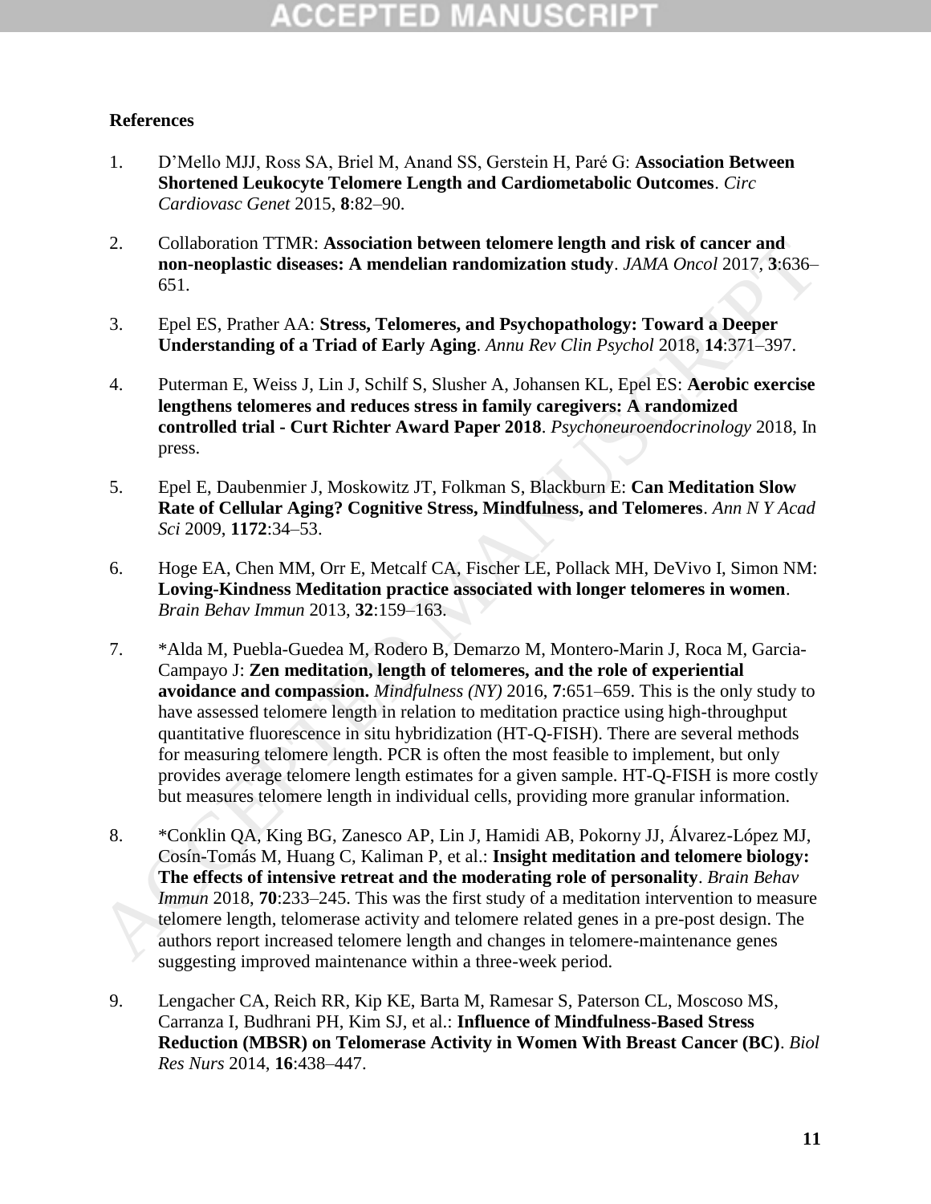## References

1. D'Mello MJJ, Ross SA, Briel M, Anand SS, Gerstein H, Paré G: **Association Between Shortened Leukocyte Telomere Length and Cardiometabolic Outcomes**. *Circ Cardiovasc Genet* 2015, **8**:82–90.

2. Collaboration TTMR: **Association between telomere length and risk of cancer and non-neoplastic diseases: A mendelian randomization study**. *JAMA Oncol* 2017, **3**:636–651.

3. Epel ES, Prather AA: **Stress, Telomeres, and Psychopathology: Toward a Deeper Understanding of a Triad of Early Aging**. *Annu Rev Clin Psychol* 2018, **14**:371–397.

4. Puterman E, Weiss J, Lin J, Schilf S, Slusher A, Johansen KL, Epel ES: **Aerobic exercise lengthens telomeres and reduces stress in family caregivers: A randomized controlled trial - Curt Richter Award Paper 2018**. *Psychoneuroendocrinology* 2018, In press.

5. Epel E, Daubenmier J, Moskowitz JT, Folkman S, Blackburn E: **Can Meditation Slow Rate of Cellular Aging? Cognitive Stress, Mindfulness, and Telomeres**. *Ann N Y Acad Sci* 2009, **1172**:34–53.

6. Hoge EA, Chen MM, Orr E, Metcalf CA, Fischer LE, Pollack MH, DeVivo I, Simon NM: **Loving-Kindness Meditation practice associated with longer telomeres in women**. *Brain Behav Immun* 2013, **32**:159–163.

7. *Alda M, Puebla-Guedea M, Rodero B, Demarzo M, Montero-Marin J, Roca M, Garcia-Campayo J: **Zen meditation, length of telomeres, and the role of experiential avoidance and compassion.** *Mindfulness (NY)* 2016, **7**:651–659. This is the only study to have assessed telomere length in relation to meditation practice using high-throughput quantitative fluorescence in situ hybridization (HT-Q-FISH). There are several methods for measuring telomere length. PCR is often the most feasible to implement, but only provides average telomere length estimates for a given sample. HT-Q-FISH is more costly but measures telomere length in individual cells, providing more granular information.

8. *Conklin QA, King BG, Zanesco AP, Lin J, Hamidi AB, Pokorny JJ, Álvarez-López MJ, Cosín-Tomás M, Huang C, Kaliman P, et al.: **Insight meditation and telomere biology: The effects of intensive retreat and the moderating role of personality**. *Brain Behav Immun* 2018, **70**:233–245. This was the first study of a meditation intervention to measure telomere length, telomerase activity and telomere related genes in a pre-post design. The authors report increased telomere length and changes in telomere-maintenance genes suggesting improved maintenance within a three-week period.

9. Lengacher CA, Reich RR, Kip KE, Barta M, Ramesar S, Paterson CL, Moscoso MS, Carranza I, Budhrani PH, Kim SJ, et al.: **Influence of Mindfulness-Based Stress Reduction (MBSR) on Telomerase Activity in Women With Breast Cancer (BC)**. *Biol Res Nurs* 2014, **16**:438–447.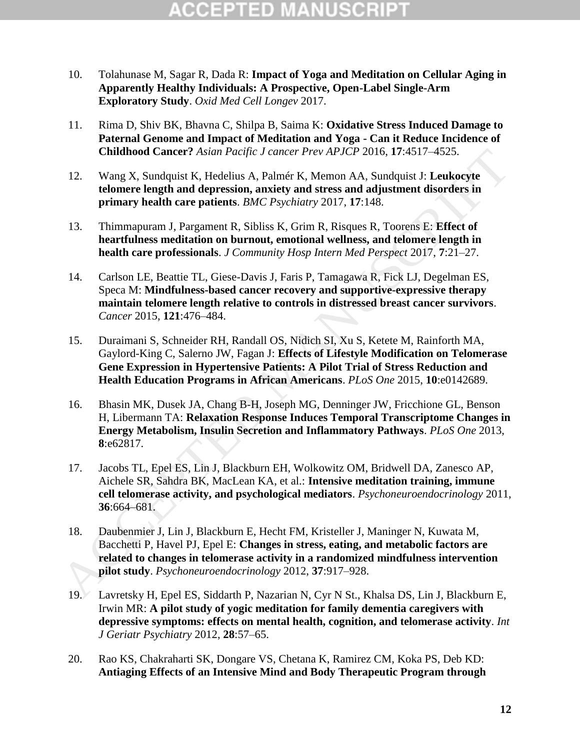10. Tolahunase M, Sagar R, Dada R: **Impact of Yoga and Meditation on Cellular Aging in Apparently Healthy Individuals: A Prospective, Open-Label Single-Arm Exploratory Study**. *Oxid Med Cell Longev* 2017.

11. Rima D, Shiv BK, Bhavna C, Shilpa B, Saima K: **Oxidative Stress Induced Damage to Paternal Genome and Impact of Meditation and Yoga - Can it Reduce Incidence of Childhood Cancer?** *Asian Pacific J cancer Prev APJCP* 2016, **17**:4517–4525.

12. Wang X, Sundquist K, Hedelius A, Palmér K, Memon AA, Sundquist J: **Leukocyte telomere length and depression, anxiety and stress and adjustment disorders in primary health care patients**. *BMC Psychiatry* 2017, **17**:148.

13. Thimmapuram J, Pargament R, Sibliss K, Grim R, Risques R, Toorens E: **Effect of heartfulness meditation on burnout, emotional wellness, and telomere length in health care professionals**. *J Community Hosp Intern Med Perspect* 2017, **7**:21–27.

14. Carlson LE, Beattie TL, Giese-Davis J, Faris P, Tamagawa R, Fick LJ, Degelman ES, Speca M: **Mindfulness-based cancer recovery and supportive-expressive therapy maintain telomere length relative to controls in distressed breast cancer survivors**. *Cancer* 2015, **121**:476–484.

15. Duraimani S, Schneider RH, Randall OS, Nidich SI, Xu S, Ketete M, Rainforth MA, Gaylord-King C, Salerno JW, Fagan J: **Effects of Lifestyle Modification on Telomerase Gene Expression in Hypertensive Patients: A Pilot Trial of Stress Reduction and Health Education Programs in African Americans**. *PLoS One* 2015, **10**:e0142689.

16. Bhasin MK, Dusek JA, Chang B-H, Joseph MG, Denninger JW, Fricchione GL, Benson H, Libermann TA: **Relaxation Response Induces Temporal Transcriptome Changes in Energy Metabolism, Insulin Secretion and Inflammatory Pathways**. *PLoS One* 2013, **8**:e62817.

17. Jacobs TL, Epel ES, Lin J, Blackburn EH, Wolkowitz OM, Bridwell DA, Zanesco AP, Aichele SR, Sahdra BK, MacLean KA, et al.: **Intensive meditation training, immune cell telomerase activity, and psychological mediators**. *Psychoneuroendocrinology* 2011, **36**:664–681.

18. Daubenmier J, Lin J, Blackburn E, Hecht FM, Kristeller J, Maninger N, Kuwata M, Bacchetti P, Havel PJ, Epel E: **Changes in stress, eating, and metabolic factors are related to changes in telomerase activity in a randomized mindfulness intervention pilot study**. *Psychoneuroendocrinology* 2012, **37**:917–928.

19. Lavretsky H, Epel ES, Siddarth P, Nazarian N, Cyr N St., Khalsa DS, Lin J, Blackburn E, Irwin MR: **A pilot study of yogic meditation for family dementia caregivers with depressive symptoms: effects on mental health, cognition, and telomerase activity**. *Int J Geriatr Psychiatry* 2012, **28**:57–65.

20. Rao KS, Chakraharti SK, Dongare VS, Chetana K, Ramirez CM, Koka PS, Deb KD: **Antiaging Effects of an Intensive Mind and Body Therapeutic Program through**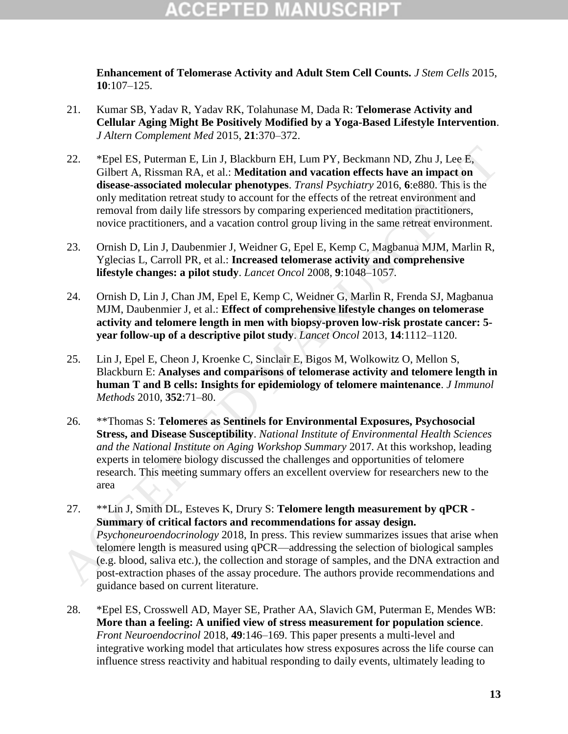**Enhancement of Telomerase Activity and Adult Stem Cell Counts.** *J Stem Cells* 2015, **10**:107–125.

21. Kumar SB, Yadav R, Yadav RK, Tolahunase M, Dada R: **Telomerase Activity and Cellular Aging Might Be Positively Modified by a Yoga-Based Lifestyle Intervention**. *J Altern Complement Med* 2015, **21**:370–372.

22. *Epel ES, Puterman E, Lin J, Blackburn EH, Lum PY, Beckmann ND, Zhu J, Lee E, Gilbert A, Rissman RA, et al.: **Meditation and vacation effects have an impact on disease-associated molecular phenotypes**. *Transl Psychiatry* 2016, **6**:e880. This is the only meditation retreat study to account for the effects of the retreat environment and removal from daily life stressors by comparing experienced meditation practitioners, novice practitioners, and a vacation control group living in the same retreat environment.

23. Ornish D, Lin J, Daubenmier J, Weidner G, Epel E, Kemp C, Magbanua MJM, Marlin R, Yglecias L, Carroll PR, et al.: **Increased telomerase activity and comprehensive lifestyle changes: a pilot study**. *Lancet Oncol* 2008, **9**:1048–1057.

24. Ornish D, Lin J, Chan JM, Epel E, Kemp C, Weidner G, Marlin R, Frenda SJ, Magbanua MJM, Daubenmier J, et al.: **Effect of comprehensive lifestyle changes on telomerase activity and telomere length in men with biopsy-proven low-risk prostate cancer: 5-year follow-up of a descriptive pilot study**. *Lancet Oncol* 2013, **14**:1112–1120.

25. Lin J, Epel E, Cheon J, Kroenke C, Sinclair E, Bigos M, Wolkowitz O, Mellon S, Blackburn E: **Analyses and comparisons of telomerase activity and telomere length in human T and B cells: Insights for epidemiology of telomere maintenance**. *J Immunol Methods* 2010, **352**:71–80.

26. **Thomas S: **Telomeres as Sentinels for Environmental Exposures, Psychosocial Stress, and Disease Susceptibility**. *National Institute of Environmental Health Sciences and the National Institute on Aging Workshop Summary* 2017. At this workshop, leading experts in telomere biology discussed the challenges and opportunities of telomere research. This meeting summary offers an excellent overview for researchers new to the area

27. **Lin J, Smith DL, Esteves K, Drury S: **Telomere length measurement by qPCR - Summary of critical factors and recommendations for assay design.** *Psychoneuroendocrinology* 2018, In press. This review summarizes issues that arise when telomere length is measured using qPCR—addressing the selection of biological samples (e.g. blood, saliva etc.), the collection and storage of samples, and the DNA extraction and post-extraction phases of the assay procedure. The authors provide recommendations and guidance based on current literature.

28. *Epel ES, Crosswell AD, Mayer SE, Prather AA, Slavich GM, Puterman E, Mendes WB: **More than a feeling: A unified view of stress measurement for population science**. *Front Neuroendocrinol* 2018, **49**:146–169. This paper presents a multi-level and integrative working model that articulates how stress exposures across the life course can influence stress reactivity and habitual responding to daily events, ultimately leading to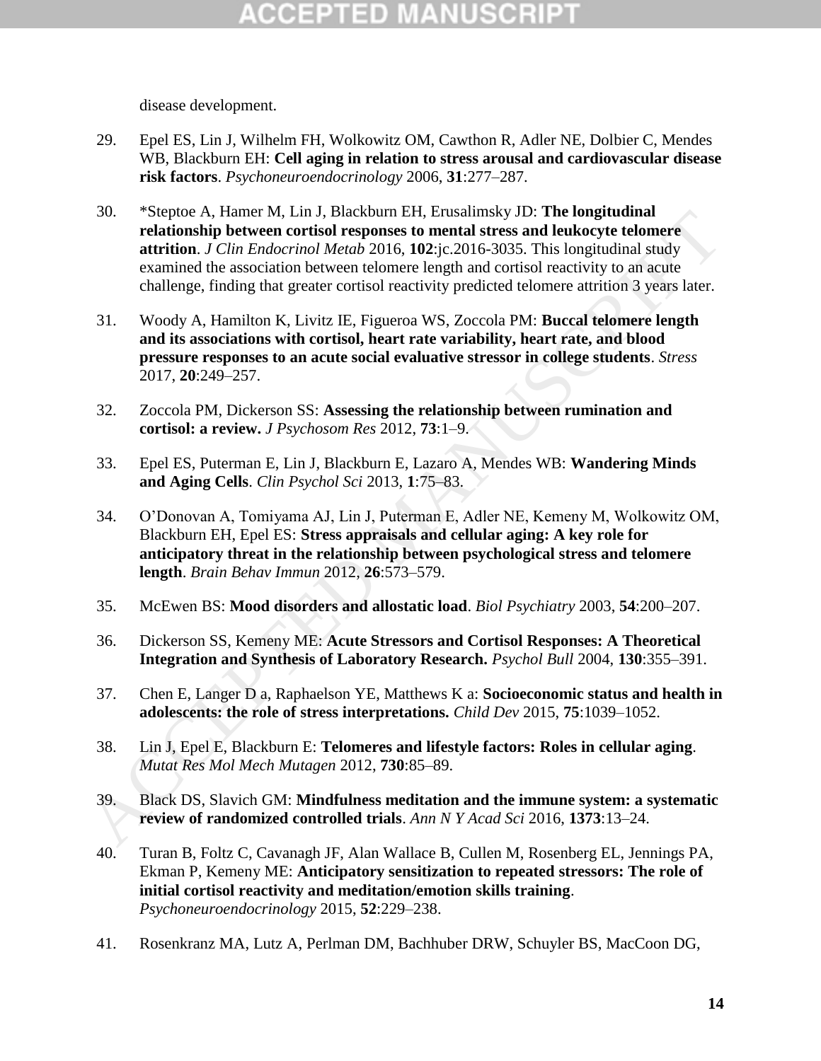disease development.

29. Epel ES, Lin J, Wilhelm FH, Wolkowitz OM, Cawthon R, Adler NE, Dolbier C, Mendes WB, Blackburn EH: **Cell aging in relation to stress arousal and cardiovascular disease risk factors**. *Psychoneuroendocrinology* 2006, **31**:277–287.

30. *Steptoe A, Hamer M, Lin J, Blackburn EH, Erusalimsky JD: **The longitudinal relationship between cortisol responses to mental stress and leukocyte telomere attrition**. *J Clin Endocrinol Metab* 2016, **102**:jc.2016-3035. This longitudinal study examined the association between telomere length and cortisol reactivity to an acute challenge, finding that greater cortisol reactivity predicted telomere attrition 3 years later.

31. Woody A, Hamilton K, Livitz IE, Figueroa WS, Zoccola PM: **Buccal telomere length and its associations with cortisol, heart rate variability, heart rate, and blood pressure responses to an acute social evaluative stressor in college students**. *Stress* 2017, **20**:249–257.

32. Zoccola PM, Dickerson SS: **Assessing the relationship between rumination and cortisol: a review.** *J Psychosom Res* 2012, **73**:1–9.

33. Epel ES, Puterman E, Lin J, Blackburn E, Lazaro A, Mendes WB: **Wandering Minds and Aging Cells**. *Clin Psychol Sci* 2013, **1**:75–83.

34. O'Donovan A, Tomiyama AJ, Lin J, Puterman E, Adler NE, Kemeny M, Wolkowitz OM, Blackburn EH, Epel ES: **Stress appraisals and cellular aging: A key role for anticipatory threat in the relationship between psychological stress and telomere length**. *Brain Behav Immun* 2012, **26**:573–579.

35. McEwen BS: **Mood disorders and allostatic load**. *Biol Psychiatry* 2003, **54**:200–207.

36. Dickerson SS, Kemeny ME: **Acute Stressors and Cortisol Responses: A Theoretical Integration and Synthesis of Laboratory Research.** *Psychol Bull* 2004, **130**:355–391.

37. Chen E, Langer D a, Raphaelson YE, Matthews K a: **Socioeconomic status and health in adolescents: the role of stress interpretations.** *Child Dev* 2015, **75**:1039–1052.

38. Lin J, Epel E, Blackburn E: **Telomeres and lifestyle factors: Roles in cellular aging**. *Mutat Res Mol Mech Mutagen* 2012, **730**:85–89.

39. Black DS, Slavich GM: **Mindfulness meditation and the immune system: a systematic review of randomized controlled trials**. *Ann N Y Acad Sci* 2016, **1373**:13–24.

40. Turan B, Foltz C, Cavanagh JF, Alan Wallace B, Cullen M, Rosenberg EL, Jennings PA, Ekman P, Kemeny ME: **Anticipatory sensitization to repeated stressors: The role of initial cortisol reactivity and meditation/emotion skills training**. *Psychoneuroendocrinology* 2015, **52**:229–238.

41. Rosenkranz MA, Lutz A, Perlman DM, Bachhuber DRW, Schuyler BS, MacCoon DG,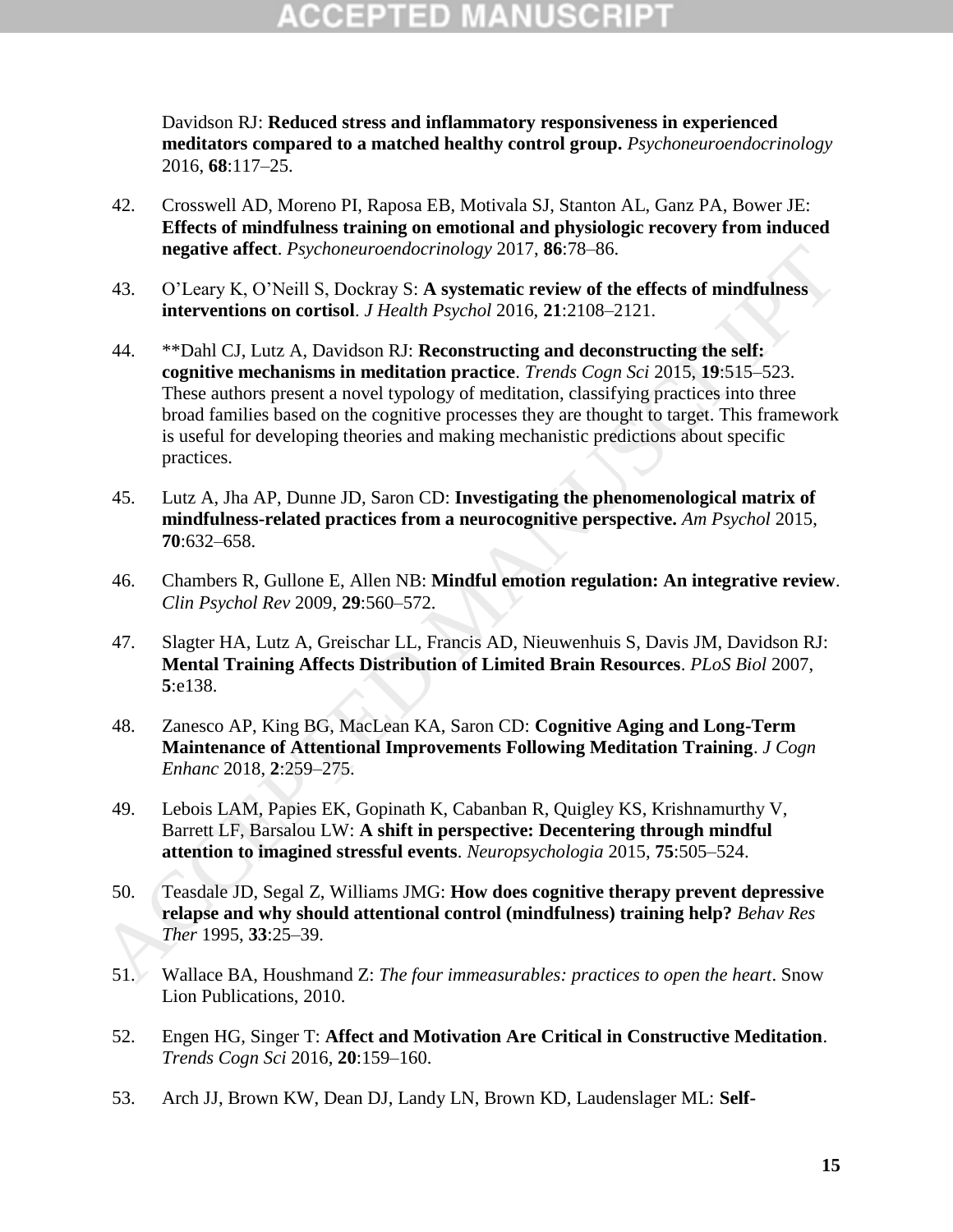Davidson RJ: **Reduced stress and inflammatory responsiveness in experienced meditators compared to a matched healthy control group.** *Psychoneuroendocrinology* 2016, **68**:117–25.

42. Crosswell AD, Moreno PI, Raposa EB, Motivala SJ, Stanton AL, Ganz PA, Bower JE: **Effects of mindfulness training on emotional and physiologic recovery from induced negative affect**. *Psychoneuroendocrinology* 2017, **86**:78–86.

43. O'Leary K, O'Neill S, Dockray S: **A systematic review of the effects of mindfulness interventions on cortisol**. *J Health Psychol* 2016, **21**:2108–2121.

44. **Dahl CJ, Lutz A, Davidson RJ: **Reconstructing and deconstructing the self: cognitive mechanisms in meditation practice**. *Trends Cogn Sci* 2015, **19**:515–523. These authors present a novel typology of meditation, classifying practices into three broad families based on the cognitive processes they are thought to target. This framework is useful for developing theories and making mechanistic predictions about specific practices.

45. Lutz A, Jha AP, Dunne JD, Saron CD: **Investigating the phenomenological matrix of mindfulness-related practices from a neurocognitive perspective.** *Am Psychol* 2015, **70**:632–658.

46. Chambers R, Gullone E, Allen NB: **Mindful emotion regulation: An integrative review**. *Clin Psychol Rev* 2009, **29**:560–572.

47. Slagter HA, Lutz A, Greischar LL, Francis AD, Nieuwenhuis S, Davis JM, Davidson RJ: **Mental Training Affects Distribution of Limited Brain Resources**. *PLoS Biol* 2007, **5**:e138.

48. Zanesco AP, King BG, MacLean KA, Saron CD: **Cognitive Aging and Long-Term Maintenance of Attentional Improvements Following Meditation Training**. *J Cogn Enhanc* 2018, **2**:259–275.

49. Lebois LAM, Papies EK, Gopinath K, Cabanban R, Quigley KS, Krishnamurthy V, Barrett LF, Barsalou LW: **A shift in perspective: Decentering through mindful attention to imagined stressful events**. *Neuropsychologia* 2015, **75**:505–524.

50. Teasdale JD, Segal Z, Williams JMG: **How does cognitive therapy prevent depressive relapse and why should attentional control (mindfulness) training help?** *Behav Res Ther* 1995, **33**:25–39.

51. Wallace BA, Houshmand Z: *The four immeasurables: practices to open the heart*. Snow Lion Publications, 2010.

52. Engen HG, Singer T: **Affect and Motivation Are Critical in Constructive Meditation**. *Trends Cogn Sci* 2016, **20**:159–160.

53. Arch JJ, Brown KW, Dean DJ, Landy LN, Brown KD, Laudenslager ML: **Self-**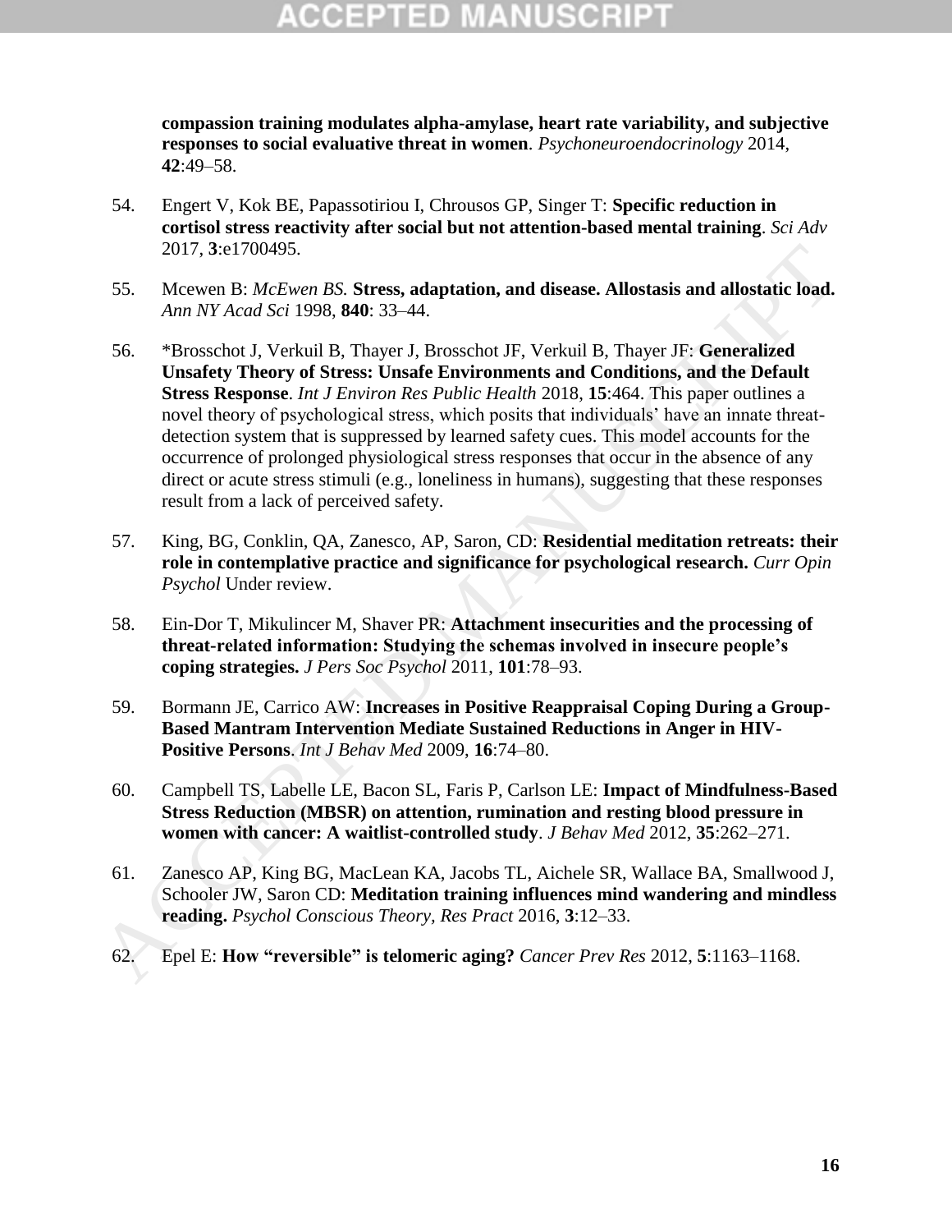**compassion training modulates alpha-amylase, heart rate variability, and subjective responses to social evaluative threat in women**. *Psychoneuroendocrinology* 2014, **42**:49–58.

54. Engert V, Kok BE, Papassotiriou I, Chrousos GP, Singer T: **Specific reduction in cortisol stress reactivity after social but not attention-based mental training**. *Sci Adv* 2017, **3**:e1700495.

55. Mcewen B: *McEwen BS.* **Stress, adaptation, and disease. Allostasis and allostatic load.** *Ann NY Acad Sci* 1998, **840**: 33–44.

56. *Brosschot J, Verkuil B, Thayer J, Brosschot JF, Verkuil B, Thayer JF: **Generalized Unsafety Theory of Stress: Unsafe Environments and Conditions, and the Default Stress Response**. *Int J Environ Res Public Health* 2018, **15**:464. This paper outlines a novel theory of psychological stress, which posits that individuals' have an innate threat-detection system that is suppressed by learned safety cues. This model accounts for the occurrence of prolonged physiological stress responses that occur in the absence of any direct or acute stress stimuli (e.g., loneliness in humans), suggesting that these responses result from a lack of perceived safety.

57. King, BG, Conklin, QA, Zanesco, AP, Saron, CD: **Residential meditation retreats: their role in contemplative practice and significance for psychological research.** *Curr Opin Psychol* Under review.

58. Ein-Dor T, Mikulincer M, Shaver PR: **Attachment insecurities and the processing of threat-related information: Studying the schemas involved in insecure people's coping strategies.** *J Pers Soc Psychol* 2011, **101**:78–93.

59. Bormann JE, Carrico AW: **Increases in Positive Reappraisal Coping During a Group-Based Mantram Intervention Mediate Sustained Reductions in Anger in HIV-Positive Persons**. *Int J Behav Med* 2009, **16**:74–80.

60. Campbell TS, Labelle LE, Bacon SL, Faris P, Carlson LE: **Impact of Mindfulness-Based Stress Reduction (MBSR) on attention, rumination and resting blood pressure in women with cancer: A waitlist-controlled study**. *J Behav Med* 2012, **35**:262–271.

61. Zanesco AP, King BG, MacLean KA, Jacobs TL, Aichele SR, Wallace BA, Smallwood J, Schooler JW, Saron CD: **Meditation training influences mind wandering and mindless reading.** *Psychol Conscious Theory, Res Pract* 2016, **3**:12–33.

62. Epel E: **How "reversible" is telomeric aging?** *Cancer Prev Res* 2012, **5**:1163–1168.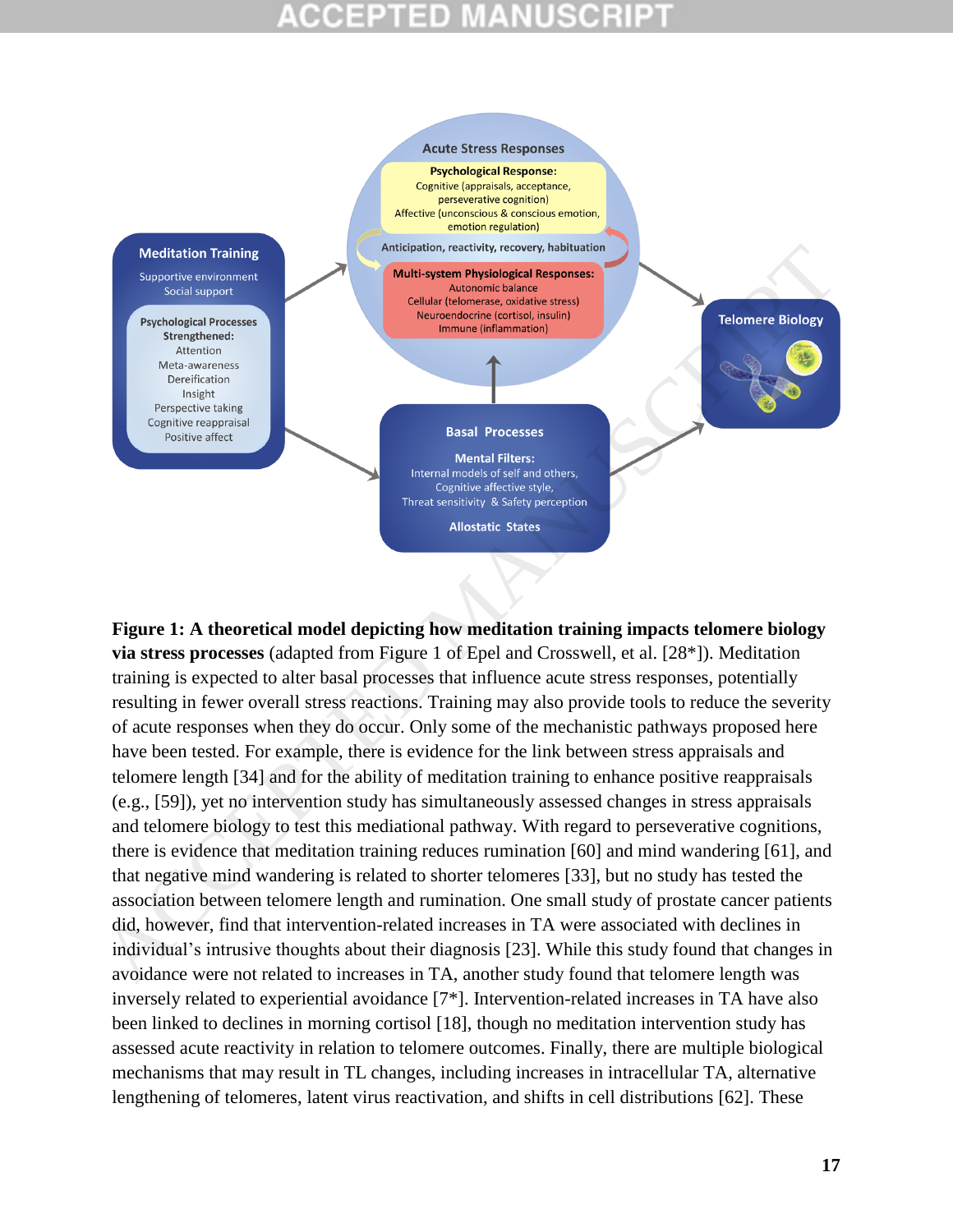**Figure 1: A theoretical model depicting how meditation training impacts telomere biology via stress processes** (adapted from Figure 1 of Epel and Crosswell, et al. [28*]). Meditation training is expected to alter basal processes that influence acute stress responses, potentially resulting in fewer overall stress reactions. Training may also provide tools to reduce the severity of acute responses when they do occur. Only some of the mechanistic pathways proposed here have been tested. For example, there is evidence for the link between stress appraisals and telomere length [34] and for the ability of meditation training to enhance positive reappraisals (e.g., [59]), yet no intervention study has simultaneously assessed changes in stress appraisals and telomere biology to test this mediational pathway. With regard to perseverative cognitions, there is evidence that meditation training reduces rumination [60] and mind wandering [61], and that negative mind wandering is related to shorter telomeres [33], but no study has tested the association between telomere length and rumination. One small study of prostate cancer patients did, however, find that intervention-related increases in TA were associated with declines in individual's intrusive thoughts about their diagnosis [23]. While this study found that changes in avoidance were not related to increases in TA, another study found that telomere length was inversely related to experiential avoidance [7*]. Intervention-related increases in TA have also been linked to declines in morning cortisol [18], though no meditation intervention study has assessed acute reactivity in relation to telomere outcomes. Finally, there are multiple biological mechanisms that may result in TL changes, including increases in intracellular TA, alternative lengthening of telomeres, latent virus reactivation, and shifts in cell distributions [62]. These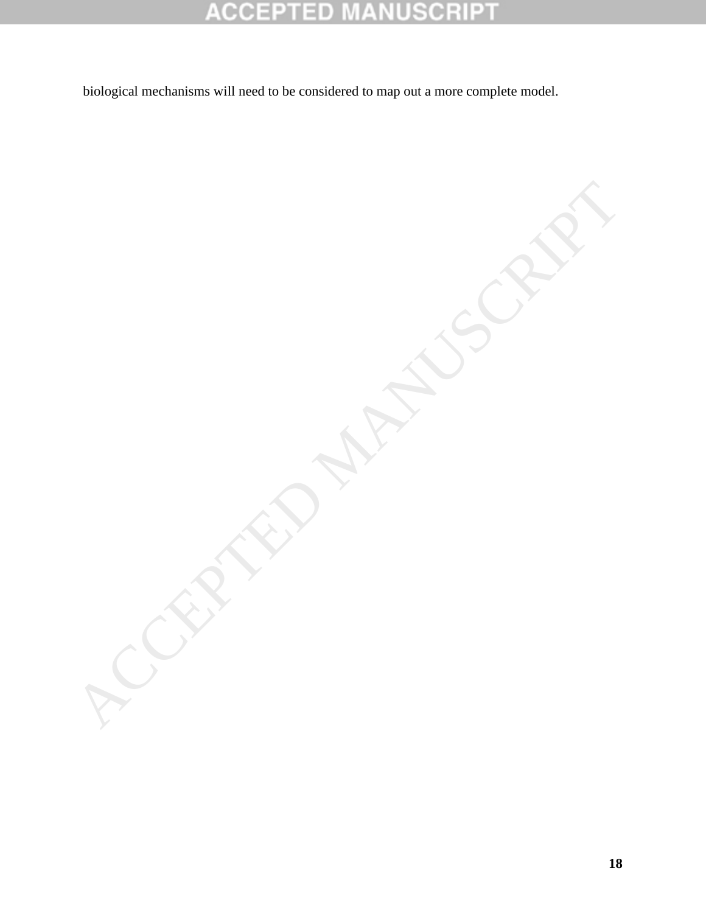biological mechanisms will need to be considered to map out a more complete model.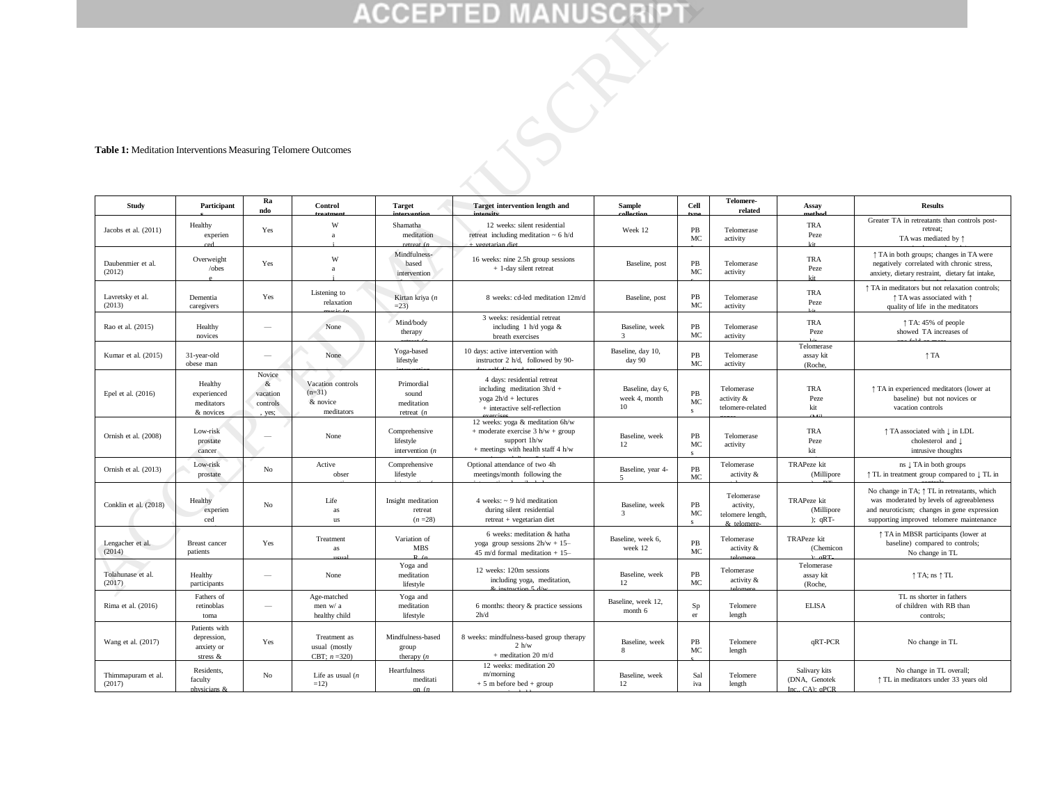**Table 1:** Meditation Interventions Measuring Telomere Outcomes

| Study | Participants | Random | Control treatment | Target intervention | Target intervention length and intensity | Sample collection | Cell type | Telomere-related | Assay method | Results |
|---|---|---|---|---|---|---|---|---|---|---|
| Jacobs et al. (2011) | Healthy experienced | Yes | Wai | Shamatha meditation retreat (n | 12 weeks: silent residential retreat including meditation ~ 6 h/d + vegetarian diet | Week 12 | PBMC | Telomerase activity | TRAPeze kit | Greater TA in retreatants than controls post-retreat; TA was mediated by ↑ |
| Daubenmier et al. (2012) | Overweight /obese | Yes | Wai | Mindfulness-based intervention | 16 weeks: nine 2.5h group sessions + 1-day silent retreat | Baseline, post | PBMC | Telomerase activity | TRAPeze kit | ↑ TA in both groups; changes in TA were negatively correlated with chronic stress, anxiety, dietary restraint, dietary fat intake, |
| Lavretsky et al. (2013) | Dementia caregivers | Yes | Listening to relaxation music (n | Kirtan kriya (n =23) | 8 weeks: cd-led meditation 12m/d | Baseline, post | PBMC | Telomerase activity | TRAPeze kit | ↑ TA in meditators but not relaxation controls; ↑ TA was associated with ↑ quality of life in the meditators |
| Rao et al. (2015) | Healthy novices | — | None | Mind/body therapy retreat (n | 3 weeks: residential retreat including 1 h/d yoga & breath exercises | Baseline, week 3 | PBMC | Telomerase activity | TRAPeze kit | ↑ TA: 45% of people showed TA increases of one-fold or more |
| Kumar et al. (2015) | 31-year-old obese man | — | None | Yoga-based lifestyle intervention | 10 days: active intervention with instructor 2 h/d, followed by 90-day self-directed practice | Baseline, day 10, day 90 | PBMC | Telomerase activity | Telomerase assay kit (Roche, | ↑ TA |
| Epel et al. (2016) | Healthy experienced meditators & novices | Novice & vacation controls, yes; | Vacation controls (n=31) & novice meditators | Primordial sound meditation retreat (n | 4 days: residential retreat including meditation 3h/d + yoga 2h/d + lectures + interactive self-reflection exercises | Baseline, day 6, week 4, month 10 | PBMCs | Telomerase activity & telomere-related genes | TRAPeze kit (Mil | ↑ TA in experienced meditators (lower at baseline) but not novices or vacation controls |
| Ornish et al. (2008) | Low-risk prostate cancer | — | None | Comprehensive lifestyle intervention (n | 12 weeks: yoga & meditation 6h/w + moderate exercise 3 h/w + group support 1h/w + meetings with health staff 4 h/w | Baseline, week 12 | PBMCs | Telomerase activity | TRAPeze kit | ↑ TA associated with ↓ in LDL cholesterol and ↓ intrusive thoughts |
| Ornish et al. (2013) | Low-risk prostate | No | Active observation | Comprehensive lifestyle intervention ( | Optional attendance of two 4h meetings/month following the intervention described above | Baseline, year 4-5 | PBMC | Telomerase activity & | TRAPeze kit (Millipore); qRT- | ns ↓ TA in both groups ↑ TL in treatment group compared to ↓ TL in controls |
| Conklin et al. (2018) | Healthy experienced | No | Life as us | Insight meditation retreat (n =28) | 4 weeks: ~ 9 h/d meditation during silent residential retreat + vegetarian diet | Baseline, week 3 | PBMCs | Telomerase activity, telomere length, & telomere- | TRAPeze kit (Millipore); qRT- | No change in TA; ↑ TL in retreatants, which was moderated by levels of agreeableness and neuroticism; changes in gene expression supporting improved telomere maintenance |
| Lengacher et al. (2014) | Breast cancer patients | Yes | Treatment as usual | Variation of MBSR (n | 6 weeks: meditation & hatha yoga group sessions 2h/w + 15–45 m/d formal meditation + 15– | Baseline, week 6, week 12 | PBMC | Telomerase activity & telomere | TRAPeze kit (Chemicon); qRT- | ↑ TA in MBSR participants (lower at baseline) compared to controls; No change in TL |
| Tolahunase et al. (2017) | Healthy participants | — | None | Yoga and meditation lifestyle | 12 weeks: 120m sessions including yoga, meditation, & instruction 5 d/w | Baseline, week 12 | PBMC | Telomerase activity & telomere | Telomerase assay kit (Roche, | ↑ TA; ns ↑ TL |
| Rima et al. (2016) | Fathers of retinoblastoma | — | Age-matched men w/ a healthy child | Yoga and meditation lifestyle | 6 months: theory & practice sessions 2h/d | Baseline, week 12, month 6 | Sper | Telomere length | ELISA | TL ns shorter in fathers of children with RB than controls; |
| Wang et al. (2017) | Patients with depression, anxiety or stress & | Yes | Treatment as usual (mostly CBT; n =320) | Mindfulness-based group therapy (n | 8 weeks: mindfulness-based group therapy 2 h/w + meditation 20 m/d | Baseline, week 8 | PBMCs | Telomere length | qRT-PCR | No change in TL |
| Thimmapuram et al. (2017) | Residents, faculty physicians & | No | Life as usual (n =12) | Heartfulness meditation (n | 12 weeks: meditation 20 m/morning + 5 m before bed + group | Baseline, week 12 | Saliva | Telomere length | Salivary kits (DNA, Genotek Inc., CA); qPCR | No change in TL overall; ↑ TL in meditators under 33 years old |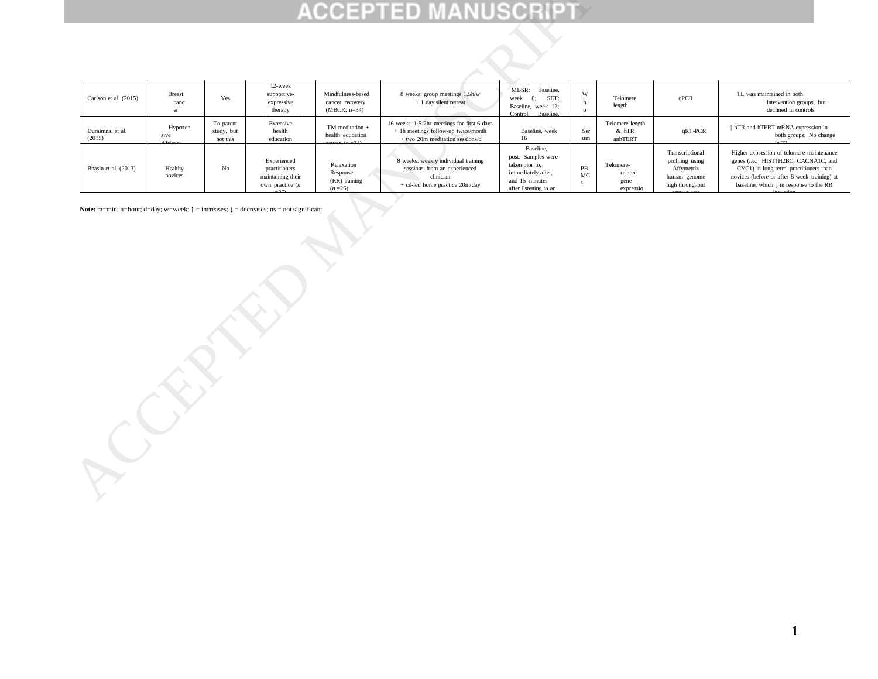| | | | | | | | | | | |
|---|---|---|---|---|---|---|---|---|---|---|
| Carlson et al. (2015) | Breast cancer | Yes | 12-week supportive-expressive therapy | Mindfulness-based cancer recovery (MBCR; n=34) | 8 weeks: group meetings 1.5h/w + 1 day silent retreat | MBSR: Baseline, week 8; SET: Baseline, week 12; Control: Baseline, | Who | Telomere length | qPCR | TL was maintained in both intervention groups, but declined in controls |
| Duraimnai et al. (2015) | Hypertensive African | To parent study, but not this | Extensive health education | TM meditation + health education course (n =24) | 16 weeks: 1.5-2hr meetings for first 6 days + 1h meetings follow-up twice/month + two 20m meditation sessions/d | Baseline, week 16 | Serum | Telomere length & hTR anhTERT | qRT-PCR | ↑ hTR and hTERT mRNA expression in both groups; No change in TL |
| Bhasin et al. (2013) | Healthy novices | No | Experienced practitioners maintaining their own practice (n =26) | Relaxation Response (RR) training (n =26) | 8 weeks: weekly individual training sessions from an experienced clinician + cd-led home practice 20m/day | Baseline, post: Samples were taken pior to, immediately after, and 15 minutes after listening to an | PBMCs | Telomere-related gene expressio | Transcriptional profiling using Affymetrix human genome high throughput array plates | Higher expression of telomere maintenance genes (i.e., HIST1H2BC, CACNA1C, and CYC1) in long-term practitioners than novices (before or after 8-week training) at baseline, which ↓ in response to the RR induction |

**Note:** m=min; h=hour; d=day; w=week; ↑ = increases; ↓ = decreases; ns = not significant